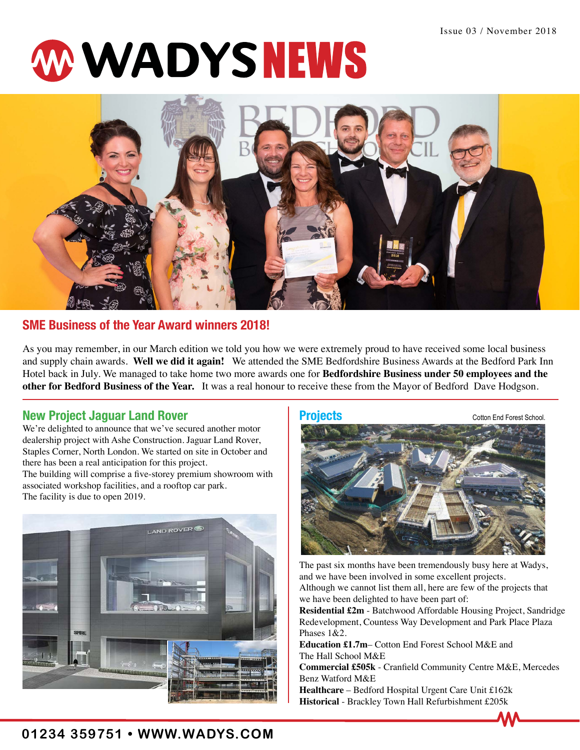Issue 03 / November 2018

# WADYS NEWS

## SME Business of the Year Award winners 2018!

As you may remember, in our March edition we told you how we were extremely proud to have received some local business and supply chain awards. **Well we did it again!** We attended the SME Bedfordshire Business Awards at the Bedford Park Inn Hotel back in July. We managed to take home two more awards one for **Bedfordshire Business under 50 employees and the other for Bedford Business of the Year.** It was a real honour to receive these from the Mayor of Bedford Dave Hodgson.

## New Project Jaguar Land Rover

We're delighted to announce that we've secured another motor dealership project with Ashe Construction. Jaguar Land Rover, Staples Corner, North London. We started on site in October and there has been a real anticipation for this project.
The building will comprise a five-storey premium showroom with associated workshop facilities, and a rooftop car park.
The facility is due to open 2019.

## Projects

Cotton End Forest School.

The past six months have been tremendously busy here at Wadys, and we have been involved in some excellent projects.
Although we cannot list them all, here are few of the projects that we have been delighted to have been part of:

**Residential £2m** - Batchwood Affordable Housing Project, Sandridge Redevelopment, Countess Way Development and Park Place Plaza Phases 1&2.

**Education £1.7m**– Cotton End Forest School M&E and The Hall School M&E

**Commercial £505k** - Cranfield Community Centre M&E, Mercedes Benz Watford M&E

**Healthcare** – Bedford Hospital Urgent Care Unit £162k

**Historical** - Brackley Town Hall Refurbishment £205k

**01234 359751 • WWW.WADYS.COM**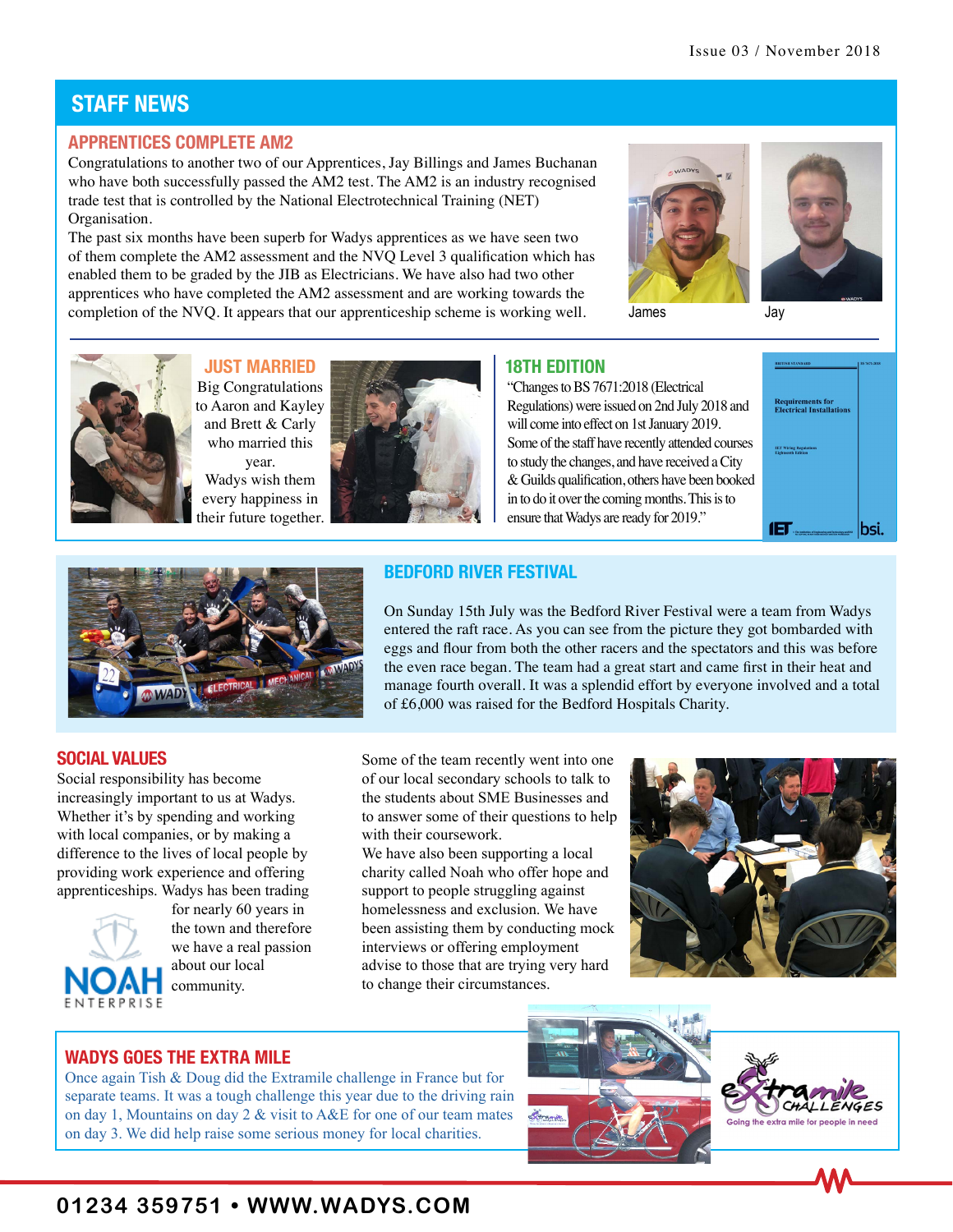## STAFF NEWS

### APPRENTICES COMPLETE AM2

Congratulations to another two of our Apprentices, Jay Billings and James Buchanan who have both successfully passed the AM2 test. The AM2 is an industry recognised trade test that is controlled by the National Electrotechnical Training (NET) Organisation.

The past six months have been superb for Wadys apprentices as we have seen two of them complete the AM2 assessment and the NVQ Level 3 qualification which has enabled them to be graded by the JIB as Electricians. We have also had two other apprentices who have completed the AM2 assessment and are working towards the completion of the NVQ. It appears that our apprenticeship scheme is working well.

James

Jay

### JUST MARRIED

Big Congratulations to Aaron and Kayley and Brett & Carly who married this year.

Wadys wish them every happiness in their future together.

### 18TH EDITION

"Changes to BS 7671:2018 (Electrical Regulations) were issued on 2nd July 2018 and will come into effect on 1st January 2019. Some of the staff have recently attended courses to study the changes, and have received a City & Guilds qualification, others have been booked in to do it over the coming months. This is to ensure that Wadys are ready for 2019."

### BEDFORD RIVER FESTIVAL

On Sunday 15th July was the Bedford River Festival were a team from Wadys entered the raft race. As you can see from the picture they got bombarded with eggs and flour from both the other racers and the spectators and this was before the even race began. The team had a great start and came first in their heat and manage fourth overall. It was a splendid effort by everyone involved and a total of £6,000 was raised for the Bedford Hospitals Charity.

### SOCIAL VALUES

Social responsibility has become increasingly important to us at Wadys. Whether it's by spending and working with local companies, or by making a difference to the lives of local people by providing work experience and offering apprenticeships. Wadys has been trading for nearly 60 years in the town and therefore we have a real passion about our local community.

Some of the team recently went into one of our local secondary schools to talk to the students about SME Businesses and to answer some of their questions to help with their coursework.

We have also been supporting a local charity called Noah who offer hope and support to people struggling against homelessness and exclusion. We have been assisting them by conducting mock interviews or offering employment advise to those that are trying very hard to change their circumstances.

### WADYS GOES THE EXTRA MILE

Once again Tish & Doug did the Extramile challenge in France but for separate teams. It was a tough challenge this year due to the driving rain on day 1, Mountains on day 2 & visit to A&E for one of our team mates on day 3. We did help raise some serious money for local charities.

Extramile CHALLENGES
Going the extra mile for people in need

**01234 359751 • WWW.WADYS.COM**